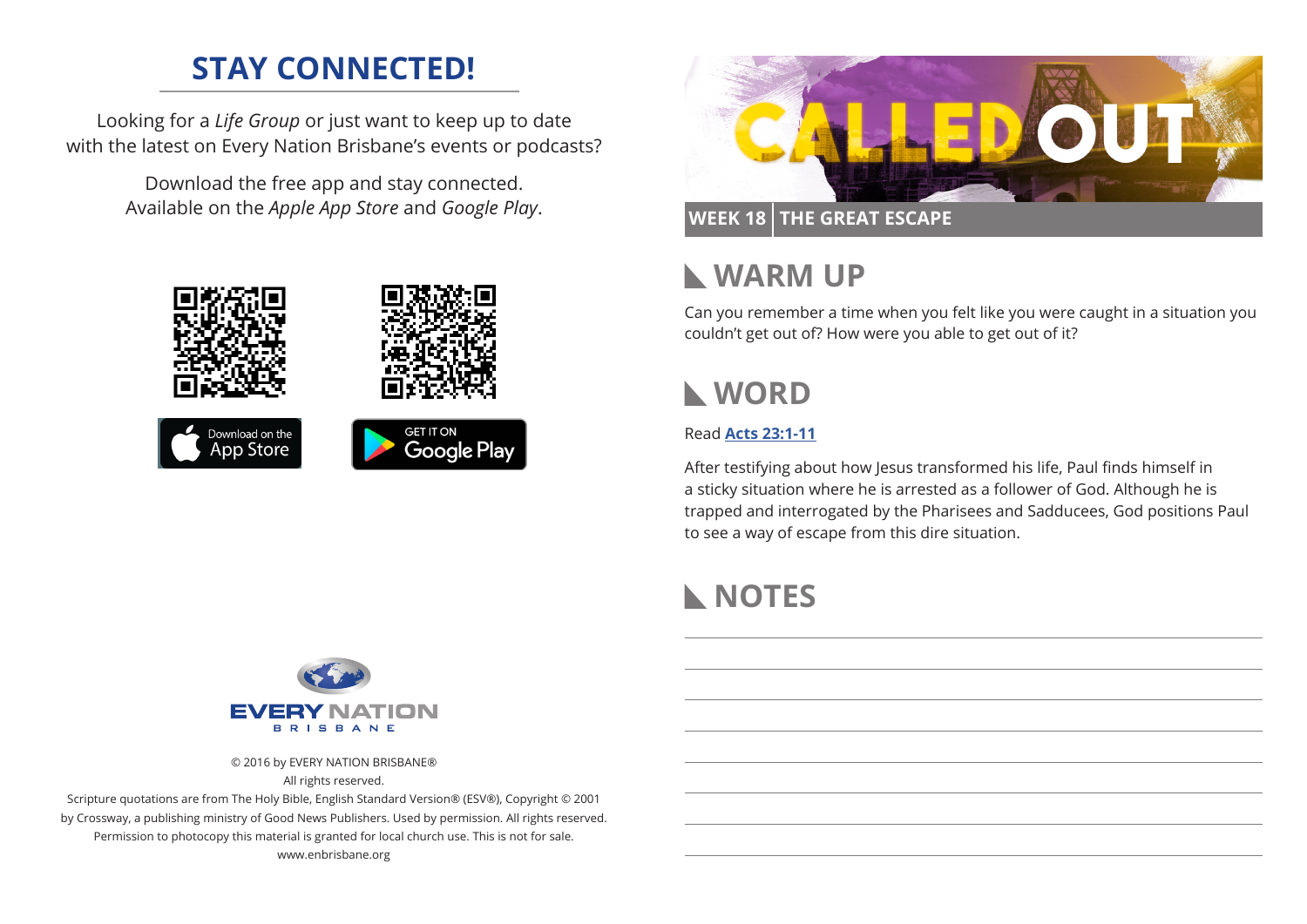## STAY CONNECTED!

Looking for a *Life Group* or just want to keep up to date with the latest on Every Nation Brisbane's events or podcasts?

Download the free app and stay connected. Available on the *Apple App Store* and *Google Play*.

Download on the App Store

GET IT ON Google Play

EVERY NATION BRISBANE

© 2016 by EVERY NATION BRISBANE®
All rights reserved.
Scripture quotations are from The Holy Bible, English Standard Version® (ESV®), Copyright © 2001 by Crossway, a publishing ministry of Good News Publishers. Used by permission. All rights reserved.
Permission to photocopy this material is granted for local church use. This is not for sale.
www.enbrisbane.org

# CALLED OUT

**WEEK 18 | THE GREAT ESCAPE**

## WARM UP

Can you remember a time when you felt like you were caught in a situation you couldn't get out of? How were you able to get out of it?

## WORD

Read **Acts 23:1-11**

After testifying about how Jesus transformed his life, Paul finds himself in a sticky situation where he is arrested as a follower of God. Although he is trapped and interrogated by the Pharisees and Sadducees, God positions Paul to see a way of escape from this dire situation.

## NOTES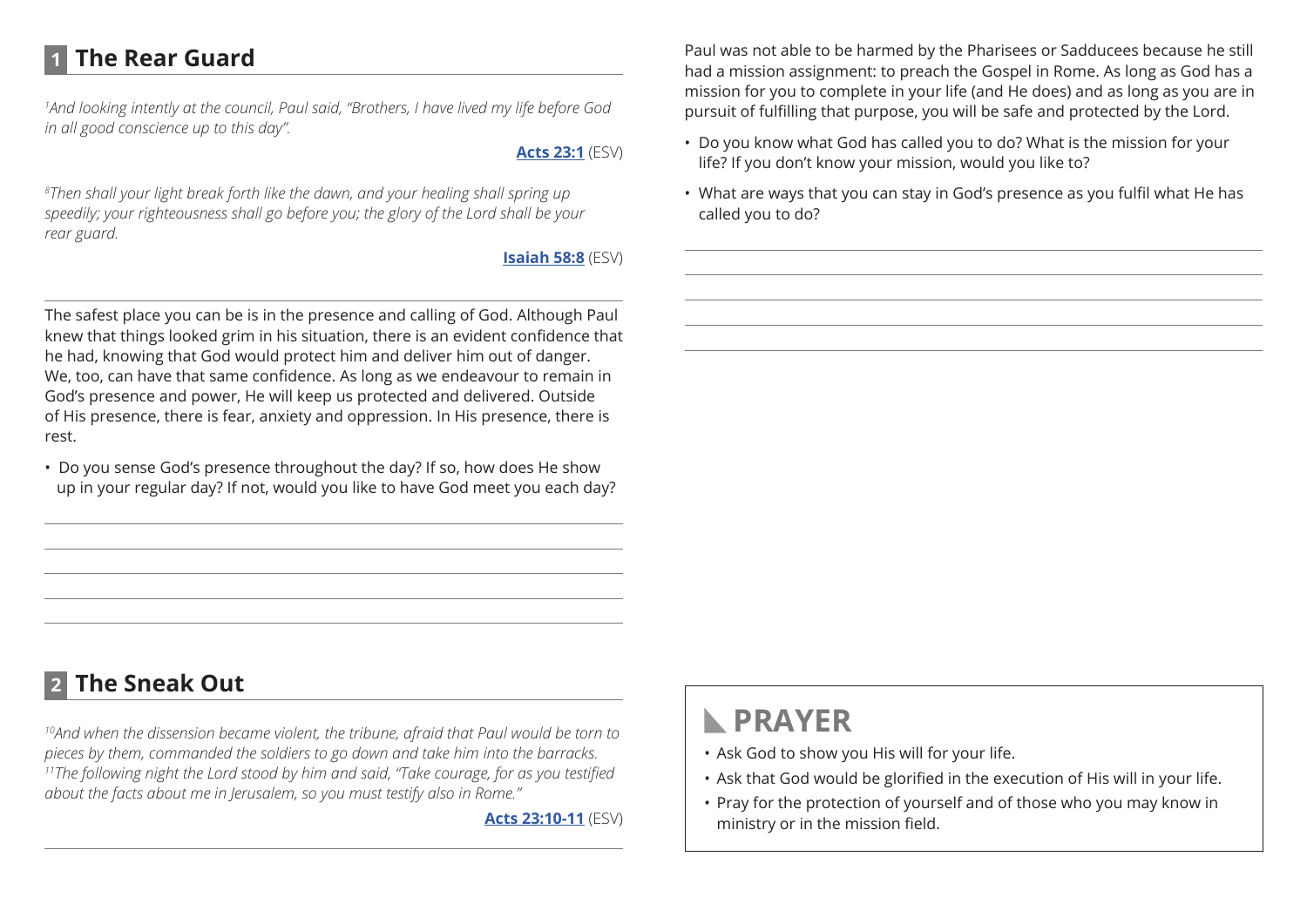## 1 The Rear Guard

*[1]And looking intently at the council, Paul said, "Brothers, I have lived my life before God in all good conscience up to this day".*

**Acts 23:1** (ESV)

*[8]Then shall your light break forth like the dawn, and your healing shall spring up speedily; your righteousness shall go before you; the glory of the Lord shall be your rear guard.*

**Isaiah 58:8** (ESV)

The safest place you can be is in the presence and calling of God. Although Paul knew that things looked grim in his situation, there is an evident confidence that he had, knowing that God would protect him and deliver him out of danger. We, too, can have that same confidence. As long as we endeavour to remain in God's presence and power, He will keep us protected and delivered. Outside of His presence, there is fear, anxiety and oppression. In His presence, there is rest.

- Do you sense God's presence throughout the day? If so, how does He show up in your regular day? If not, would you like to have God meet you each day?

## 2 The Sneak Out

*[10]And when the dissension became violent, the tribune, afraid that Paul would be torn to pieces by them, commanded the soldiers to go down and take him into the barracks. [11]The following night the Lord stood by him and said, "Take courage, for as you testified about the facts about me in Jerusalem, so you must testify also in Rome."*

**Acts 23:10-11** (ESV)

Paul was not able to be harmed by the Pharisees or Sadducees because he still had a mission assignment: to preach the Gospel in Rome. As long as God has a mission for you to complete in your life (and He does) and as long as you are in pursuit of fulfilling that purpose, you will be safe and protected by the Lord.

- Do you know what God has called you to do? What is the mission for your life? If you don't know your mission, would you like to?
- What are ways that you can stay in God's presence as you fulfil what He has called you to do?

## PRAYER

- Ask God to show you His will for your life.
- Ask that God would be glorified in the execution of His will in your life.
- Pray for the protection of yourself and of those who you may know in ministry or in the mission field.